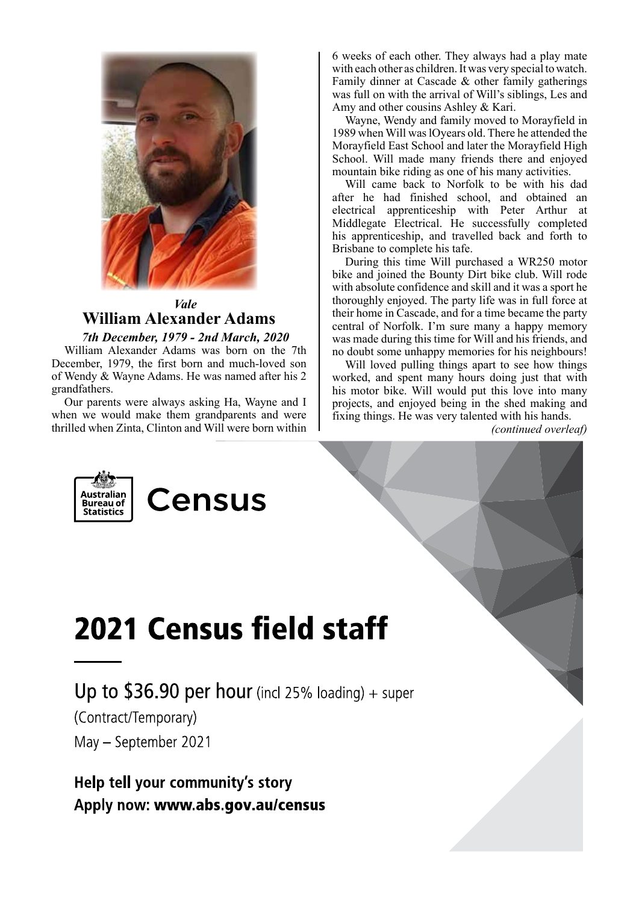*Vale*

## William Alexander Adams

***7th December, 1979 - 2nd March, 2020***

William Alexander Adams was born on the 7th December, 1979, the first born and much-loved son of Wendy & Wayne Adams. He was named after his 2 grandfathers.

Our parents were always asking Ha, Wayne and I when we would make them grandparents and were thrilled when Zinta, Clinton and Will were born within 6 weeks of each other. They always had a play mate with each other as children. It was very special to watch. Family dinner at Cascade & other family gatherings was full on with the arrival of Will's siblings, Les and Amy and other cousins Ashley & Kari.

Wayne, Wendy and family moved to Morayfield in 1989 when Will was lOyears old. There he attended the Morayfield East School and later the Morayfield High School. Will made many friends there and enjoyed mountain bike riding as one of his many activities.

Will came back to Norfolk to be with his dad after he had finished school, and obtained an electrical apprenticeship with Peter Arthur at Middlegate Electrical. He successfully completed his apprenticeship, and travelled back and forth to Brisbane to complete his tafe.

During this time Will purchased a WR250 motor bike and joined the Bounty Dirt bike club. Will rode with absolute confidence and skill and it was a sport he thoroughly enjoyed. The party life was in full force at their home in Cascade, and for a time became the party central of Norfolk. I'm sure many a happy memory was made during this time for Will and his friends, and no doubt some unhappy memories for his neighbours!

Will loved pulling things apart to see how things worked, and spent many hours doing just that with his motor bike. Will would put this love into many projects, and enjoyed being in the shed making and fixing things. He was very talented with his hands.

*(continued overleaf)*

Australian Bureau of Statistics

# Census

## 2021 Census field staff

Up to $36.90 per hour (incl 25% loading) + super

(Contract/Temporary)

May – September 2021

**Help tell your community's story**

**Apply now: www.abs.gov.au/census**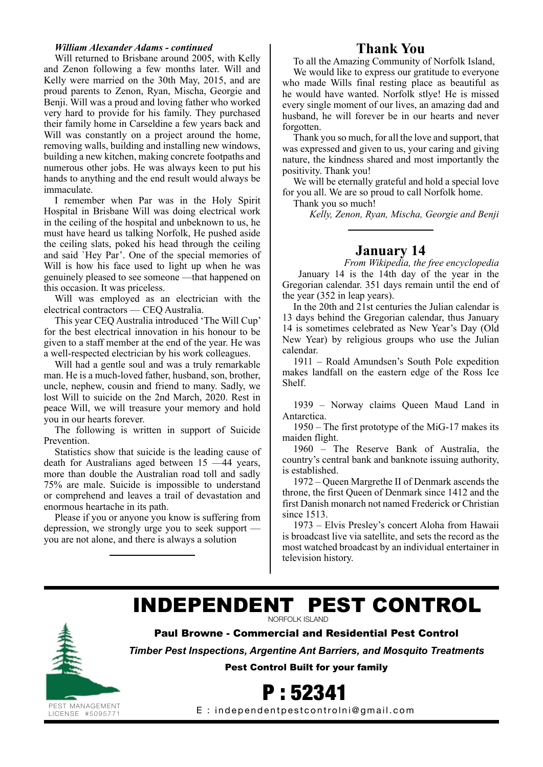*William Alexander Adams - continued*

Will returned to Brisbane around 2005, with Kelly and Zenon following a few months later. Will and Kelly were married on the 30th May, 2015, and are proud parents to Zenon, Ryan, Mischa, Georgie and Benji. Will was a proud and loving father who worked very hard to provide for his family. They purchased their family home in Carseldine a few years back and Will was constantly on a project around the home, removing walls, building and installing new windows, building a new kitchen, making concrete footpaths and numerous other jobs. He was always keen to put his hands to anything and the end result would always be immaculate.

I remember when Par was in the Holy Spirit Hospital in Brisbane Will was doing electrical work in the ceiling of the hospital and unbeknown to us, he must have heard us talking Norfolk, He pushed aside the ceiling slats, poked his head through the ceiling and said `Hey Par'. One of the special memories of Will is how his face used to light up when he was genuinely pleased to see someone —that happened on this occasion. It was priceless.

Will was employed as an electrician with the electrical contractors — CEQ Australia.

This year CEQ Australia introduced 'The Will Cup' for the best electrical innovation in his honour to be given to a staff member at the end of the year. He was a well-respected electrician by his work colleagues.

Will had a gentle soul and was a truly remarkable man. He is a much-loved father, husband, son, brother, uncle, nephew, cousin and friend to many. Sadly, we lost Will to suicide on the 2nd March, 2020. Rest in peace Will, we will treasure your memory and hold you in our hearts forever.

The following is written in support of Suicide Prevention.

Statistics show that suicide is the leading cause of death for Australians aged between 15 —44 years, more than double the Australian road toll and sadly 75% are male. Suicide is impossible to understand or comprehend and leaves a trail of devastation and enormous heartache in its path.

Please if you or anyone you know is suffering from depression, we strongly urge you to seek support — you are not alone, and there is always a solution

---

## Thank You

To all the Amazing Community of Norfolk Island,

We would like to express our gratitude to everyone who made Wills final resting place as beautiful as he would have wanted. Norfolk stlye! He is missed every single moment of our lives, an amazing dad and husband, he will forever be in our hearts and never forgotten.

Thank you so much, for all the love and support, that was expressed and given to us, your caring and giving nature, the kindness shared and most importantly the positivity. Thank you!

We will be eternally grateful and hold a special love for you all. We are so proud to call Norfolk home.

Thank you so much!

*Kelly, Zenon, Ryan, Mischa, Georgie and Benji*

---

## January 14

*From Wikipedia, the free encyclopedia*

January 14 is the 14th day of the year in the Gregorian calendar. 351 days remain until the end of the year (352 in leap years).

In the 20th and 21st centuries the Julian calendar is 13 days behind the Gregorian calendar, thus January 14 is sometimes celebrated as New Year's Day (Old New Year) by religious groups who use the Julian calendar.

1911 – Roald Amundsen's South Pole expedition makes landfall on the eastern edge of the Ross Ice Shelf.

1939 – Norway claims Queen Maud Land in Antarctica.

1950 – The first prototype of the MiG-17 makes its maiden flight.

1960 – The Reserve Bank of Australia, the country's central bank and banknote issuing authority, is established.

1972 – Queen Margrethe II of Denmark ascends the throne, the first Queen of Denmark since 1412 and the first Danish monarch not named Frederick or Christian since 1513.

1973 – Elvis Presley's concert Aloha from Hawaii is broadcast live via satellite, and sets the record as the most watched broadcast by an individual entertainer in television history.

---

# INDEPENDENT PEST CONTROL

NORFOLK ISLAND

**Paul Browne - Commercial and Residential Pest Control**

***Timber Pest Inspections, Argentine Ant Barriers, and Mosquito Treatments***

**Pest Control Built for your family**

**P : 52341**

E : independentpestcontrolni@gmail.com

PEST MANAGEMENT LICENSE #5095771